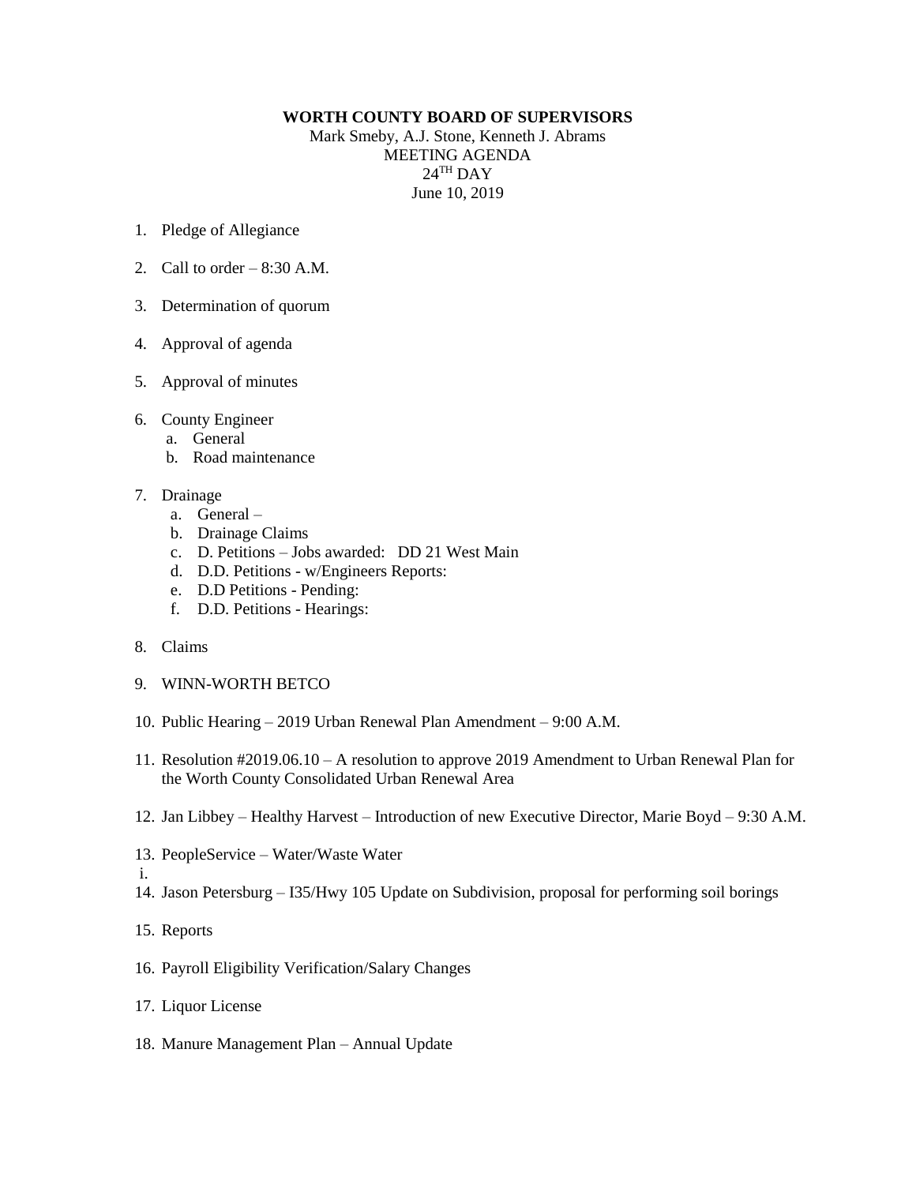**WORTH COUNTY BOARD OF SUPERVISORS**

Mark Smeby, A.J. Stone, Kenneth J. Abrams
MEETING AGENDA
24TH DAY
June 10, 2019

1. Pledge of Allegiance
2. Call to order – 8:30 A.M.
3. Determination of quorum
4. Approval of agenda
5. Approval of minutes
6. County Engineer
   a. General
   b. Road maintenance
7. Drainage
   a. General –
   b. Drainage Claims
   c. D. Petitions – Jobs awarded: DD 21 West Main
   d. D.D. Petitions - w/Engineers Reports:
   e. D.D Petitions - Pending:
   f. D.D. Petitions - Hearings:
8. Claims
9. WINN-WORTH BETCO
10. Public Hearing – 2019 Urban Renewal Plan Amendment – 9:00 A.M.
11. Resolution #2019.06.10 – A resolution to approve 2019 Amendment to Urban Renewal Plan for the Worth County Consolidated Urban Renewal Area
12. Jan Libbey – Healthy Harvest – Introduction of new Executive Director, Marie Boyd – 9:30 A.M.
13. PeopleService – Water/Waste Water
    i.
14. Jason Petersburg – I35/Hwy 105 Update on Subdivision, proposal for performing soil borings
15. Reports
16. Payroll Eligibility Verification/Salary Changes
17. Liquor License
18. Manure Management Plan – Annual Update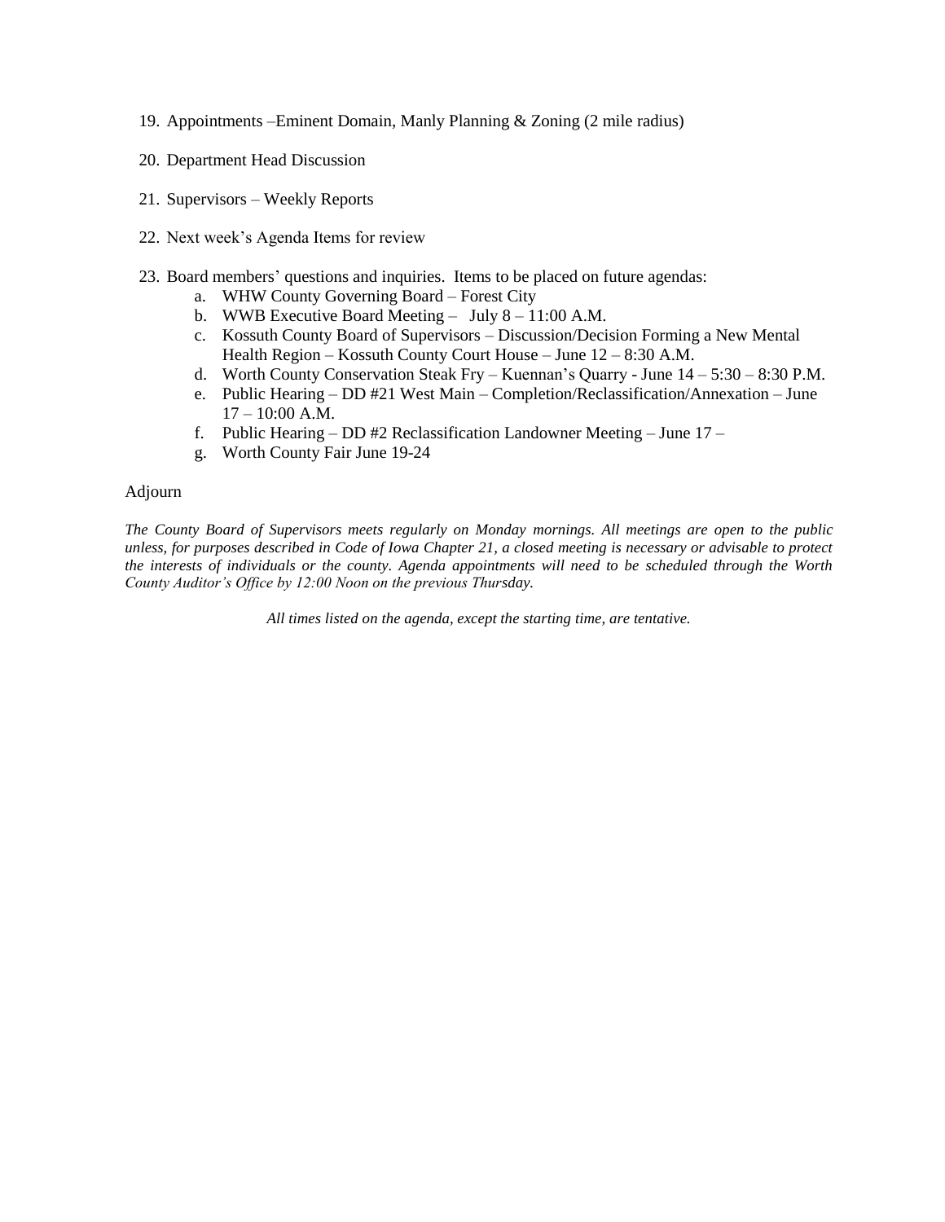19. Appointments –Eminent Domain, Manly Planning & Zoning (2 mile radius)

20. Department Head Discussion

21. Supervisors – Weekly Reports

22. Next week's Agenda Items for review

23. Board members' questions and inquiries. Items to be placed on future agendas:
    a. WHW County Governing Board – Forest City
    b. WWB Executive Board Meeting – July 8 – 11:00 A.M.
    c. Kossuth County Board of Supervisors – Discussion/Decision Forming a New Mental Health Region – Kossuth County Court House – June 12 – 8:30 A.M.
    d. Worth County Conservation Steak Fry – Kuennan's Quarry - June 14 – 5:30 – 8:30 P.M.
    e. Public Hearing – DD #21 West Main – Completion/Reclassification/Annexation – June 17 – 10:00 A.M.
    f. Public Hearing – DD #2 Reclassification Landowner Meeting – June 17 –
    g. Worth County Fair June 19-24

Adjourn

*The County Board of Supervisors meets regularly on Monday mornings. All meetings are open to the public unless, for purposes described in Code of Iowa Chapter 21, a closed meeting is necessary or advisable to protect the interests of individuals or the county. Agenda appointments will need to be scheduled through the Worth County Auditor's Office by 12:00 Noon on the previous Thursday.*

*All times listed on the agenda, except the starting time, are tentative.*